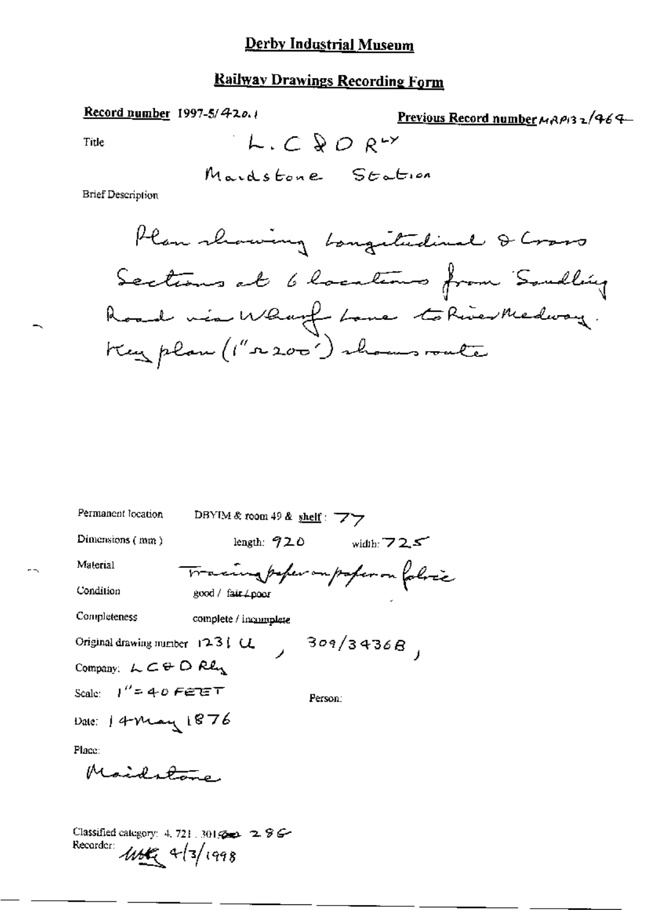# Derby Industrial Museum

## Railway Drawings Recording Form

**Record number** 1997-5/420.1

**Previous Record number** MAP132/464

Title

L. C & D Rly

Maidstone Station

Brief Description

Plan showing Longitudinal & Cross Sections at 6 locations from Sandling Road via Wharf Lane to River Medway. Key plan (1" = 200') shows route

Permanent location: DBYIM & room 49 & shelf: 77

Dimensions (mm): length: 920 width: 725

Material: Tracing paper on paper on fabric

Condition: good / fair / poor

Completeness: complete / incomplete

Original drawing number: 1231 CL, 309/3436B,

Company: L C & D Rly

Scale: 1" = 40 FEET

Person:

Date: 14 May 1876

Place:

Maidstone

Classified category: 4, 721, 301, 286

Recorder: 4/3/1998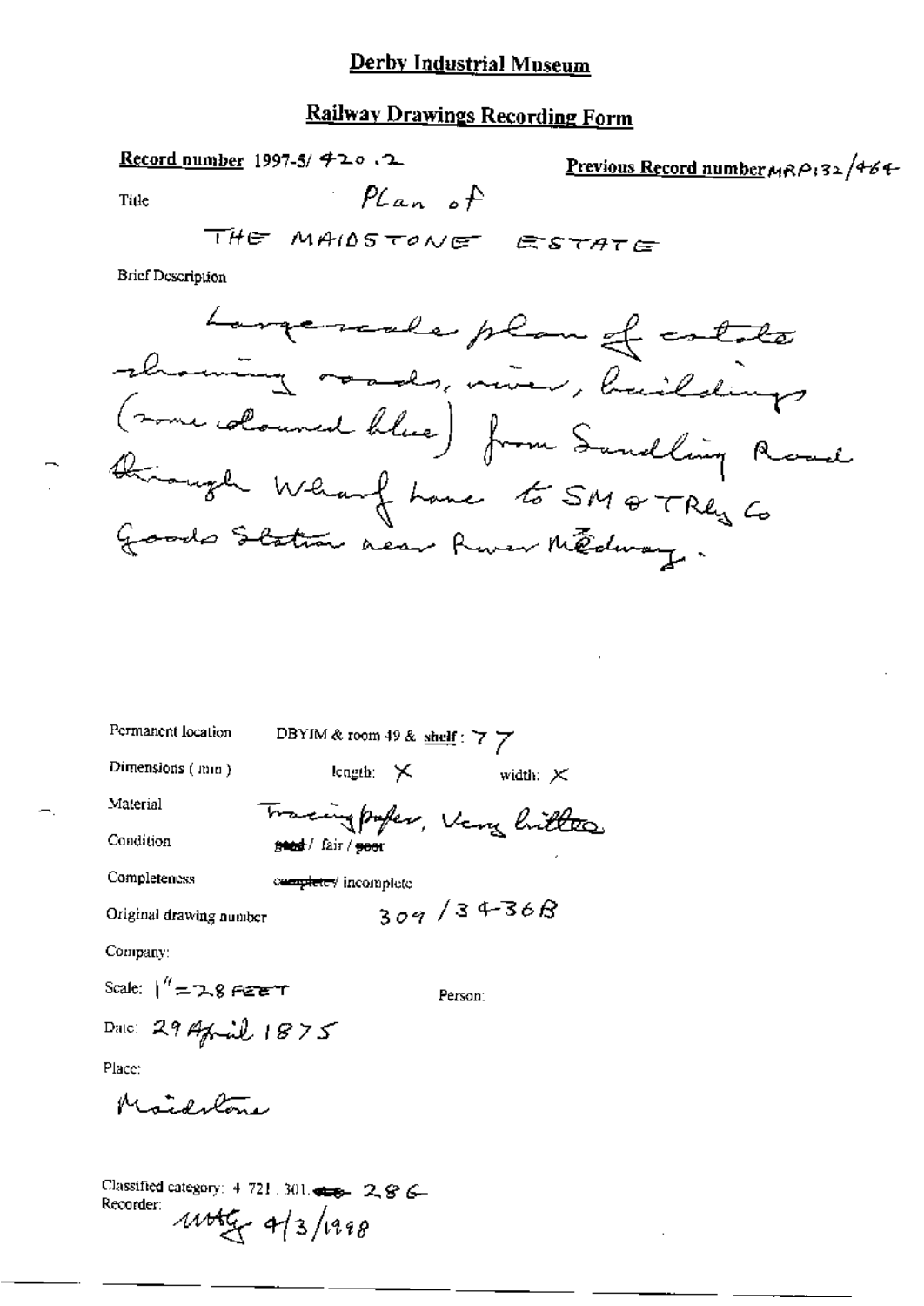# Derby Industrial Museum

## Railway Drawings Recording Form

**Record number** 1997-5/ 420 .2

**Previous Record number** MRP132/464

Title: Plan of THE MAIDSTONE ESTATE

Brief Description

Large-scale plan of estate showing roads, river, buildings (some coloured blue) from Sandling Road through Wharf Lane to SM & TRly Co Goods Station near River Medway.

Permanent location: DBYIM & room 49 & shelf: 77

Dimensions (mm): length: X width: X

Material: Tracing paper, Very brittle

Condition: ~~good~~ / fair / ~~poor~~

Completeness: ~~complete~~ / incomplete

Original drawing number: 309/34-36B

Company:

Scale: 1" = 28 FEET

Person:

Date: 29 April 1875

Place:

Maidstone

Classified category: 4.721.301. ~~~~ 286

Recorder: MWtty 4/3/1998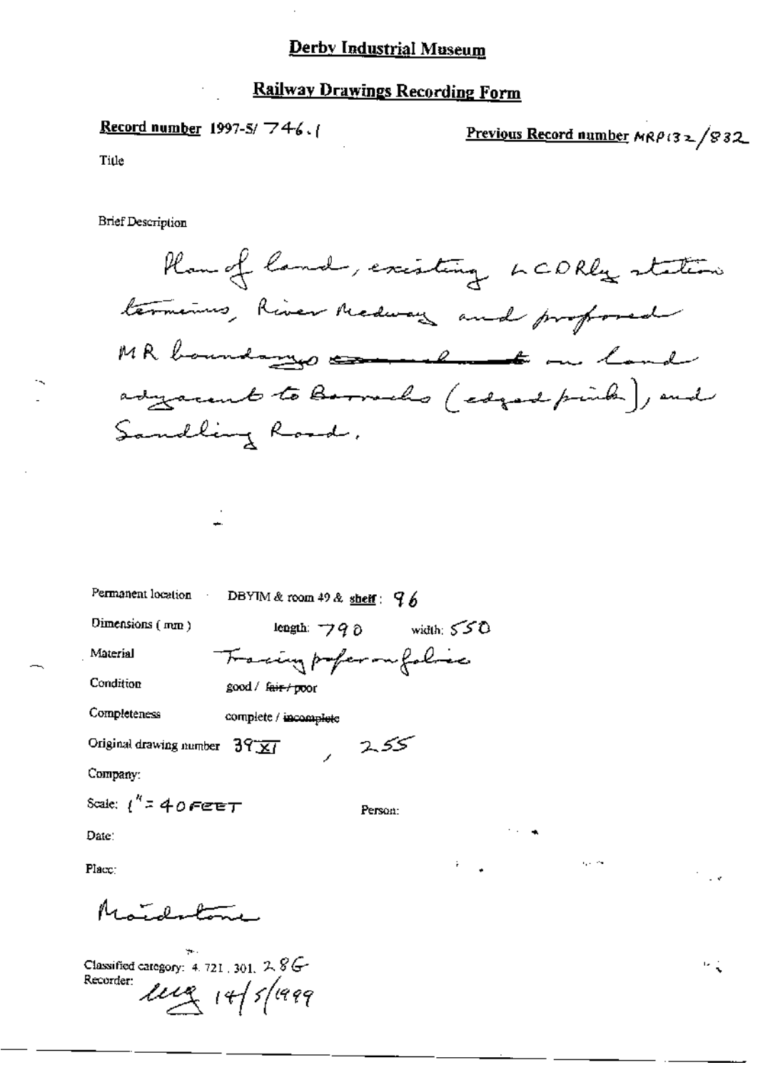# Derby Industrial Museum

## Railway Drawings Recording Form

**Record number** 1997-5/ 746.1

**Previous Record number** MRP132/832

Title

Brief Description

Plan of land, existing LCDRly station terminus, River Medway and proposed MR boundary ~~amendment~~ on land adjacent to Barracks (edged pink), and Sandling Road.

Permanent location DBYIM & room 49 & **shelf**: 96

Dimensions (mm) length: 790 width: 550

Material Tracing paper on fabric

Condition good / ~~fair / poor~~

Completeness complete / ~~incomplete~~

Original drawing number 39 XI, 255

Company:

Scale: 1" = 40 FEET

Person:

Date:

Place:

Maidstone

Classified category: 4. 721. 301. 28G

Recorder: ug 14/5/1999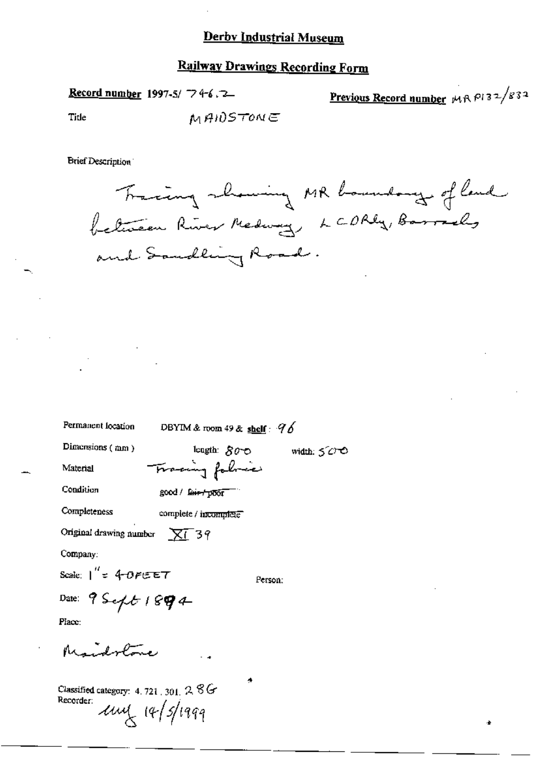# Derby Industrial Museum

## Railway Drawings Recording Form

**Record number** 1997-5/ 746.2

**Previous Record number** MR P132/832

Title MAIDSTONE

Brief Description

Tracing showing MR boundary of land between River Medway, LCDRly, Barracks and Sandling Road.

Permanent location DBYIM & room 49 & **shelf**: 96

Dimensions (mm) length: 800 width: 500

Material Tracing fabric

Condition good / ~~fair / poor~~

Completeness complete / ~~incomplete~~

Original drawing number XI 39

Company:

Scale: 1" = 40FEET

Person:

Date: 9 Sept 1894

Place:

Maidstone

Classified category: 4. 721. 301. 28G

Recorder: ung 14/5/1999